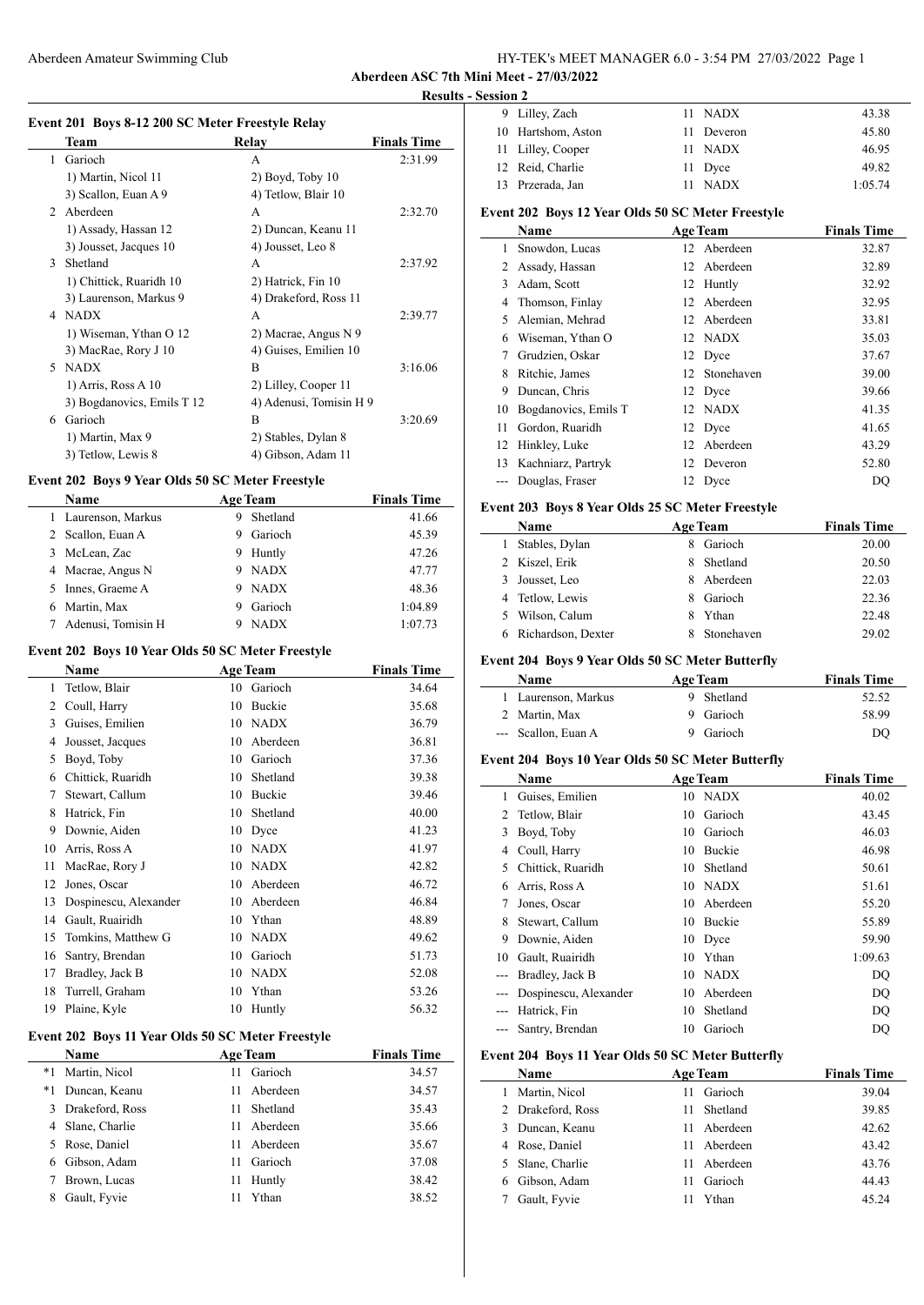**Aberdeen ASC 7th Mini Meet - 27/03/2022**

**Results - Session 2**

### Event 201 Boys 8-12 200 SC Meter Freestyle Relay

| | Team | Relay | Finals Time |
|---|---|---|---|
| 1 | Garioch | A | 2:31.99 |
| | 1) Martin, Nicol 11 | 2) Boyd, Toby 10 | |
| | 3) Scallon, Euan A 9 | 4) Tetlow, Blair 10 | |
| 2 | Aberdeen | A | 2:32.70 |
| | 1) Assady, Hassan 12 | 2) Duncan, Keanu 11 | |
| | 3) Jousset, Jacques 10 | 4) Jousset, Leo 8 | |
| 3 | Shetland | A | 2:37.92 |
| | 1) Chittick, Ruaridh 10 | 2) Hatrick, Fin 10 | |
| | 3) Laurenson, Markus 9 | 4) Drakeford, Ross 11 | |
| 4 | NADX | A | 2:39.77 |
| | 1) Wiseman, Ythan O 12 | 2) Macrae, Angus N 9 | |
| | 3) MacRae, Rory J 10 | 4) Guises, Emilien 10 | |
| 5 | NADX | B | 3:16.06 |
| | 1) Arris, Ross A 10 | 2) Lilley, Cooper 11 | |
| | 3) Bogdanovics, Emils T 12 | 4) Adenusi, Tomisin H 9 | |
| 6 | Garioch | B | 3:20.69 |
| | 1) Martin, Max 9 | 2) Stables, Dylan 8 | |
| | 3) Tetlow, Lewis 8 | 4) Gibson, Adam 11 | |

### Event 202 Boys 9 Year Olds 50 SC Meter Freestyle

| | Name | Age | Team | Finals Time |
|---|---|---|---|---|
| 1 | Laurenson, Markus | 9 | Shetland | 41.66 |
| 2 | Scallon, Euan A | 9 | Garioch | 45.39 |
| 3 | McLean, Zac | 9 | Huntly | 47.26 |
| 4 | Macrae, Angus N | 9 | NADX | 47.77 |
| 5 | Innes, Graeme A | 9 | NADX | 48.36 |
| 6 | Martin, Max | 9 | Garioch | 1:04.89 |
| 7 | Adenusi, Tomisin H | 9 | NADX | 1:07.73 |

### Event 202 Boys 10 Year Olds 50 SC Meter Freestyle

| | Name | Age | Team | Finals Time |
|---|---|---|---|---|
| 1 | Tetlow, Blair | 10 | Garioch | 34.64 |
| 2 | Coull, Harry | 10 | Buckie | 35.68 |
| 3 | Guises, Emilien | 10 | NADX | 36.79 |
| 4 | Jousset, Jacques | 10 | Aberdeen | 36.81 |
| 5 | Boyd, Toby | 10 | Garioch | 37.36 |
| 6 | Chittick, Ruaridh | 10 | Shetland | 39.38 |
| 7 | Stewart, Callum | 10 | Buckie | 39.46 |
| 8 | Hatrick, Fin | 10 | Shetland | 40.00 |
| 9 | Downie, Aiden | 10 | Dyce | 41.23 |
| 10 | Arris, Ross A | 10 | NADX | 41.97 |
| 11 | MacRae, Rory J | 10 | NADX | 42.82 |
| 12 | Jones, Oscar | 10 | Aberdeen | 46.72 |
| 13 | Dospinescu, Alexander | 10 | Aberdeen | 46.84 |
| 14 | Gault, Ruairidh | 10 | Ythan | 48.89 |
| 15 | Tomkins, Matthew G | 10 | NADX | 49.62 |
| 16 | Santry, Brendan | 10 | Garioch | 51.73 |
| 17 | Bradley, Jack B | 10 | NADX | 52.08 |
| 18 | Turrell, Graham | 10 | Ythan | 53.26 |
| 19 | Plaine, Kyle | 10 | Huntly | 56.32 |

### Event 202 Boys 11 Year Olds 50 SC Meter Freestyle

| | Name | Age | Team | Finals Time |
|---|---|---|---|---|
| *1 | Martin, Nicol | 11 | Garioch | 34.57 |
| *1 | Duncan, Keanu | 11 | Aberdeen | 34.57 |
| 3 | Drakeford, Ross | 11 | Shetland | 35.43 |
| 4 | Slane, Charlie | 11 | Aberdeen | 35.66 |
| 5 | Rose, Daniel | 11 | Aberdeen | 35.67 |
| 6 | Gibson, Adam | 11 | Garioch | 37.08 |
| 7 | Brown, Lucas | 11 | Huntly | 38.42 |
| 8 | Gault, Fyvie | 11 | Ythan | 38.52 |
| 9 | Lilley, Zach | 11 | NADX | 43.38 |
| 10 | Hartshorn, Aston | 11 | Deveron | 45.80 |
| 11 | Lilley, Cooper | 11 | NADX | 46.95 |
| 12 | Reid, Charlie | 11 | Dyce | 49.82 |
| 13 | Przerada, Jan | 11 | NADX | 1:05.74 |

### Event 202 Boys 12 Year Olds 50 SC Meter Freestyle

| | Name | Age | Team | Finals Time |
|---|---|---|---|---|
| 1 | Snowdon, Lucas | 12 | Aberdeen | 32.87 |
| 2 | Assady, Hassan | 12 | Aberdeen | 32.89 |
| 3 | Adam, Scott | 12 | Huntly | 32.92 |
| 4 | Thomson, Finlay | 12 | Aberdeen | 32.95 |
| 5 | Alemian, Mehrad | 12 | Aberdeen | 33.81 |
| 6 | Wiseman, Ythan O | 12 | NADX | 35.03 |
| 7 | Grudzien, Oskar | 12 | Dyce | 37.67 |
| 8 | Ritchie, James | 12 | Stonehaven | 39.00 |
| 9 | Duncan, Chris | 12 | Dyce | 39.66 |
| 10 | Bogdanovics, Emils T | 12 | NADX | 41.35 |
| 11 | Gordon, Ruaridh | 12 | Dyce | 41.65 |
| 12 | Hinkley, Luke | 12 | Aberdeen | 43.29 |
| 13 | Kachniarz, Partryk | 12 | Deveron | 52.80 |
| --- | Douglas, Fraser | 12 | Dyce | DQ |

### Event 203 Boys 8 Year Olds 25 SC Meter Freestyle

| | Name | Age | Team | Finals Time |
|---|---|---|---|---|
| 1 | Stables, Dylan | 8 | Garioch | 20.00 |
| 2 | Kiszel, Erik | 8 | Shetland | 20.50 |
| 3 | Jousset, Leo | 8 | Aberdeen | 22.03 |
| 4 | Tetlow, Lewis | 8 | Garioch | 22.36 |
| 5 | Wilson, Calum | 8 | Ythan | 22.48 |
| 6 | Richardson, Dexter | 8 | Stonehaven | 29.02 |

### Event 204 Boys 9 Year Olds 50 SC Meter Butterfly

| | Name | Age | Team | Finals Time |
|---|---|---|---|---|
| 1 | Laurenson, Markus | 9 | Shetland | 52.52 |
| 2 | Martin, Max | 9 | Garioch | 58.99 |
| --- | Scallon, Euan A | 9 | Garioch | DQ |

### Event 204 Boys 10 Year Olds 50 SC Meter Butterfly

| | Name | Age | Team | Finals Time |
|---|---|---|---|---|
| 1 | Guises, Emilien | 10 | NADX | 40.02 |
| 2 | Tetlow, Blair | 10 | Garioch | 43.45 |
| 3 | Boyd, Toby | 10 | Garioch | 46.03 |
| 4 | Coull, Harry | 10 | Buckie | 46.98 |
| 5 | Chittick, Ruaridh | 10 | Shetland | 50.61 |
| 6 | Arris, Ross A | 10 | NADX | 51.61 |
| 7 | Jones, Oscar | 10 | Aberdeen | 55.20 |
| 8 | Stewart, Callum | 10 | Buckie | 55.89 |
| 9 | Downie, Aiden | 10 | Dyce | 59.90 |
| 10 | Gault, Ruairidh | 10 | Ythan | 1:09.63 |
| --- | Bradley, Jack B | 10 | NADX | DQ |
| --- | Dospinescu, Alexander | 10 | Aberdeen | DQ |
| --- | Hatrick, Fin | 10 | Shetland | DQ |
| --- | Santry, Brendan | 10 | Garioch | DQ |

### Event 204 Boys 11 Year Olds 50 SC Meter Butterfly

| | Name | Age | Team | Finals Time |
|---|---|---|---|---|
| 1 | Martin, Nicol | 11 | Garioch | 39.04 |
| 2 | Drakeford, Ross | 11 | Shetland | 39.85 |
| 3 | Duncan, Keanu | 11 | Aberdeen | 42.62 |
| 4 | Rose, Daniel | 11 | Aberdeen | 43.42 |
| 5 | Slane, Charlie | 11 | Aberdeen | 43.76 |
| 6 | Gibson, Adam | 11 | Garioch | 44.43 |
| 7 | Gault, Fyvie | 11 | Ythan | 45.24 |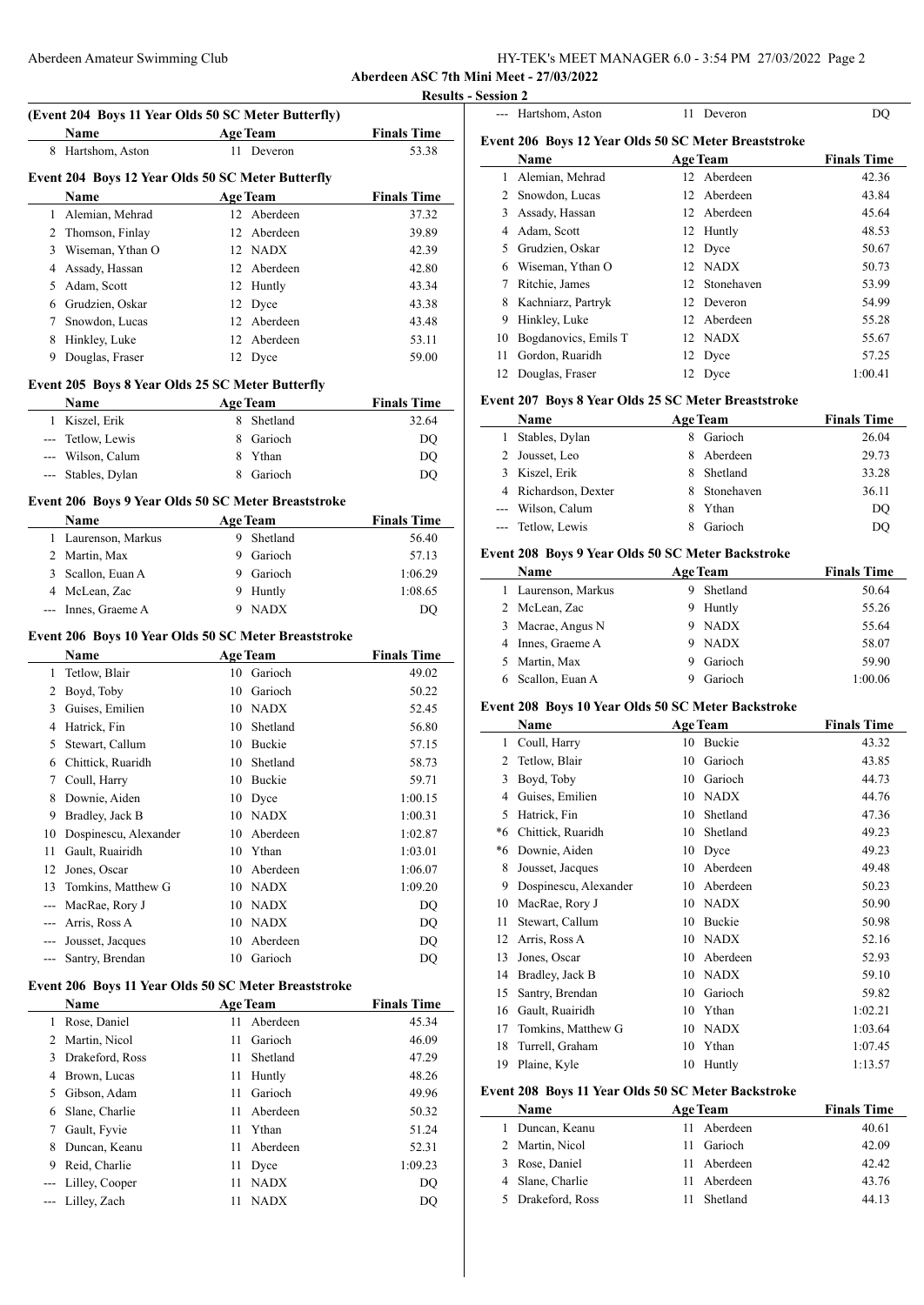## Aberdeen ASC 7th Mini Meet - 27/03/2022

### Results - Session 2

#### (Event 204 Boys 11 Year Olds 50 SC Meter Butterfly)

| | Name | Age | Team | Finals Time |
|---|---|---|---|---|
| 8 | Hartshom, Aston | 11 | Deveron | 53.38 |
| --- | Hartshom, Aston | 11 | Deveron | DQ |

#### Event 204 Boys 12 Year Olds 50 SC Meter Butterfly

| | Name | Age | Team | Finals Time |
|---|---|---|---|---|
| 1 | Alemian, Mehrad | 12 | Aberdeen | 37.32 |
| 2 | Thomson, Finlay | 12 | Aberdeen | 39.89 |
| 3 | Wiseman, Ythan O | 12 | NADX | 42.39 |
| 4 | Assady, Hassan | 12 | Aberdeen | 42.80 |
| 5 | Adam, Scott | 12 | Huntly | 43.34 |
| 6 | Grudzien, Oskar | 12 | Dyce | 43.38 |
| 7 | Snowdon, Lucas | 12 | Aberdeen | 43.48 |
| 8 | Hinkley, Luke | 12 | Aberdeen | 53.11 |
| 9 | Douglas, Fraser | 12 | Dyce | 59.00 |

#### Event 205 Boys 8 Year Olds 25 SC Meter Butterfly

| | Name | Age | Team | Finals Time |
|---|---|---|---|---|
| 1 | Kiszel, Erik | 8 | Shetland | 32.64 |
| --- | Tetlow, Lewis | 8 | Garioch | DQ |
| --- | Wilson, Calum | 8 | Ythan | DQ |
| --- | Stables, Dylan | 8 | Garioch | DQ |

#### Event 206 Boys 9 Year Olds 50 SC Meter Breaststroke

| | Name | Age | Team | Finals Time |
|---|---|---|---|---|
| 1 | Laurenson, Markus | 9 | Shetland | 56.40 |
| 2 | Martin, Max | 9 | Garioch | 57.13 |
| 3 | Scallon, Euan A | 9 | Garioch | 1:06.29 |
| 4 | McLean, Zac | 9 | Huntly | 1:08.65 |
| --- | Innes, Graeme A | 9 | NADX | DQ |

#### Event 206 Boys 10 Year Olds 50 SC Meter Breaststroke

| | Name | Age | Team | Finals Time |
|---|---|---|---|---|
| 1 | Tetlow, Blair | 10 | Garioch | 49.02 |
| 2 | Boyd, Toby | 10 | Garioch | 50.22 |
| 3 | Guises, Emilien | 10 | NADX | 52.45 |
| 4 | Hatrick, Fin | 10 | Shetland | 56.80 |
| 5 | Stewart, Callum | 10 | Buckie | 57.15 |
| 6 | Chittick, Ruaridh | 10 | Shetland | 58.73 |
| 7 | Coull, Harry | 10 | Buckie | 59.71 |
| 8 | Downie, Aiden | 10 | Dyce | 1:00.15 |
| 9 | Bradley, Jack B | 10 | NADX | 1:00.31 |
| 10 | Dospinescu, Alexander | 10 | Aberdeen | 1:02.87 |
| 11 | Gault, Ruairidh | 10 | Ythan | 1:03.01 |
| 12 | Jones, Oscar | 10 | Aberdeen | 1:06.07 |
| 13 | Tomkins, Matthew G | 10 | NADX | 1:09.20 |
| --- | MacRae, Rory J | 10 | NADX | DQ |
| --- | Arris, Ross A | 10 | NADX | DQ |
| --- | Jousset, Jacques | 10 | Aberdeen | DQ |
| --- | Santry, Brendan | 10 | Garioch | DQ |

#### Event 206 Boys 11 Year Olds 50 SC Meter Breaststroke

| | Name | Age | Team | Finals Time |
|---|---|---|---|---|
| 1 | Rose, Daniel | 11 | Aberdeen | 45.34 |
| 2 | Martin, Nicol | 11 | Garioch | 46.09 |
| 3 | Drakeford, Ross | 11 | Shetland | 47.29 |
| 4 | Brown, Lucas | 11 | Huntly | 48.26 |
| 5 | Gibson, Adam | 11 | Garioch | 49.96 |
| 6 | Slane, Charlie | 11 | Aberdeen | 50.32 |
| 7 | Gault, Fyvie | 11 | Ythan | 51.24 |
| 8 | Duncan, Keanu | 11 | Aberdeen | 52.31 |
| 9 | Reid, Charlie | 11 | Dyce | 1:09.23 |
| --- | Lilley, Cooper | 11 | NADX | DQ |
| --- | Lilley, Zach | 11 | NADX | DQ |

#### Event 206 Boys 12 Year Olds 50 SC Meter Breaststroke

| | Name | Age | Team | Finals Time |
|---|---|---|---|---|
| 1 | Alemian, Mehrad | 12 | Aberdeen | 42.36 |
| 2 | Snowdon, Lucas | 12 | Aberdeen | 43.84 |
| 3 | Assady, Hassan | 12 | Aberdeen | 45.64 |
| 4 | Adam, Scott | 12 | Huntly | 48.53 |
| 5 | Grudzien, Oskar | 12 | Dyce | 50.67 |
| 6 | Wiseman, Ythan O | 12 | NADX | 50.73 |
| 7 | Ritchie, James | 12 | Stonehaven | 53.99 |
| 8 | Kachniarz, Partryk | 12 | Deveron | 54.99 |
| 9 | Hinkley, Luke | 12 | Aberdeen | 55.28 |
| 10 | Bogdanovics, Emils T | 12 | NADX | 55.67 |
| 11 | Gordon, Ruaridh | 12 | Dyce | 57.25 |
| 12 | Douglas, Fraser | 12 | Dyce | 1:00.41 |

#### Event 207 Boys 8 Year Olds 25 SC Meter Breaststroke

| | Name | Age | Team | Finals Time |
|---|---|---|---|---|
| 1 | Stables, Dylan | 8 | Garioch | 26.04 |
| 2 | Jousset, Leo | 8 | Aberdeen | 29.73 |
| 3 | Kiszel, Erik | 8 | Shetland | 33.28 |
| 4 | Richardson, Dexter | 8 | Stonehaven | 36.11 |
| --- | Wilson, Calum | 8 | Ythan | DQ |
| --- | Tetlow, Lewis | 8 | Garioch | DQ |

#### Event 208 Boys 9 Year Olds 50 SC Meter Backstroke

| | Name | Age | Team | Finals Time |
|---|---|---|---|---|
| 1 | Laurenson, Markus | 9 | Shetland | 50.64 |
| 2 | McLean, Zac | 9 | Huntly | 55.26 |
| 3 | Macrae, Angus N | 9 | NADX | 55.64 |
| 4 | Innes, Graeme A | 9 | NADX | 58.07 |
| 5 | Martin, Max | 9 | Garioch | 59.90 |
| 6 | Scallon, Euan A | 9 | Garioch | 1:00.06 |

#### Event 208 Boys 10 Year Olds 50 SC Meter Backstroke

| | Name | Age | Team | Finals Time |
|---|---|---|---|---|
| 1 | Coull, Harry | 10 | Buckie | 43.32 |
| 2 | Tetlow, Blair | 10 | Garioch | 43.85 |
| 3 | Boyd, Toby | 10 | Garioch | 44.73 |
| 4 | Guises, Emilien | 10 | NADX | 44.76 |
| 5 | Hatrick, Fin | 10 | Shetland | 47.36 |
| *6 | Chittick, Ruaridh | 10 | Shetland | 49.23 |
| *6 | Downie, Aiden | 10 | Dyce | 49.23 |
| 8 | Jousset, Jacques | 10 | Aberdeen | 49.48 |
| 9 | Dospinescu, Alexander | 10 | Aberdeen | 50.23 |
| 10 | MacRae, Rory J | 10 | NADX | 50.90 |
| 11 | Stewart, Callum | 10 | Buckie | 50.98 |
| 12 | Arris, Ross A | 10 | NADX | 52.16 |
| 13 | Jones, Oscar | 10 | Aberdeen | 52.93 |
| 14 | Bradley, Jack B | 10 | NADX | 59.10 |
| 15 | Santry, Brendan | 10 | Garioch | 59.82 |
| 16 | Gault, Ruairidh | 10 | Ythan | 1:02.21 |
| 17 | Tomkins, Matthew G | 10 | NADX | 1:03.64 |
| 18 | Turrell, Graham | 10 | Ythan | 1:07.45 |
| 19 | Plaine, Kyle | 10 | Huntly | 1:13.57 |

#### Event 208 Boys 11 Year Olds 50 SC Meter Backstroke

| | Name | Age | Team | Finals Time |
|---|---|---|---|---|
| 1 | Duncan, Keanu | 11 | Aberdeen | 40.61 |
| 2 | Martin, Nicol | 11 | Garioch | 42.09 |
| 3 | Rose, Daniel | 11 | Aberdeen | 42.42 |
| 4 | Slane, Charlie | 11 | Aberdeen | 43.76 |
| 5 | Drakeford, Ross | 11 | Shetland | 44.13 |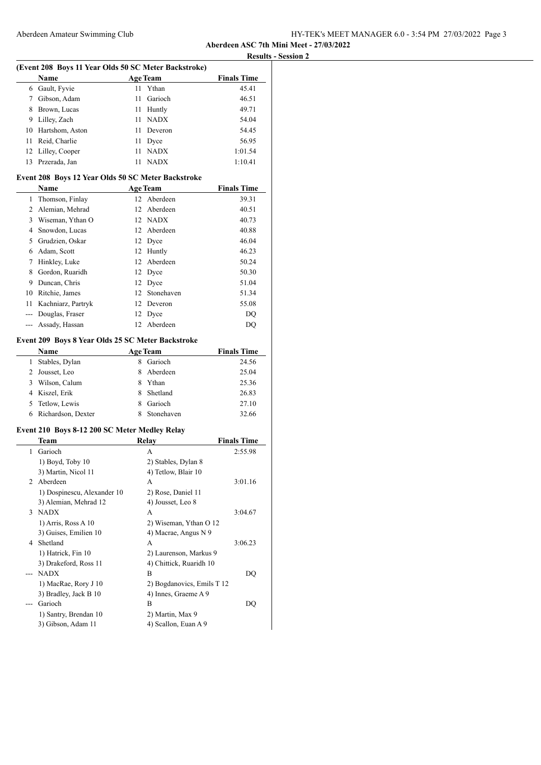**Aberdeen ASC 7th Mini Meet - 27/03/2022**

**Results - Session 2**

### (Event 208 Boys 11 Year Olds 50 SC Meter Backstroke)

| | Name | Age | Team | Finals Time |
|---|---|---|---|---|
| 6 | Gault, Fyvie | 11 | Ythan | 45.41 |
| 7 | Gibson, Adam | 11 | Garioch | 46.51 |
| 8 | Brown, Lucas | 11 | Huntly | 49.71 |
| 9 | Lilley, Zach | 11 | NADX | 54.04 |
| 10 | Hartshom, Aston | 11 | Deveron | 54.45 |
| 11 | Reid, Charlie | 11 | Dyce | 56.95 |
| 12 | Lilley, Cooper | 11 | NADX | 1:01.54 |
| 13 | Przerada, Jan | 11 | NADX | 1:10.41 |

### Event 208 Boys 12 Year Olds 50 SC Meter Backstroke

| | Name | Age | Team | Finals Time |
|---|---|---|---|---|
| 1 | Thomson, Finlay | 12 | Aberdeen | 39.31 |
| 2 | Alemian, Mehrad | 12 | Aberdeen | 40.51 |
| 3 | Wiseman, Ythan O | 12 | NADX | 40.73 |
| 4 | Snowdon, Lucas | 12 | Aberdeen | 40.88 |
| 5 | Grudzien, Oskar | 12 | Dyce | 46.04 |
| 6 | Adam, Scott | 12 | Huntly | 46.23 |
| 7 | Hinkley, Luke | 12 | Aberdeen | 50.24 |
| 8 | Gordon, Ruaridh | 12 | Dyce | 50.30 |
| 9 | Duncan, Chris | 12 | Dyce | 51.04 |
| 10 | Ritchie, James | 12 | Stonehaven | 51.34 |
| 11 | Kachniarz, Partryk | 12 | Deveron | 55.08 |
| --- | Douglas, Fraser | 12 | Dyce | DQ |
| --- | Assady, Hassan | 12 | Aberdeen | DQ |

### Event 209 Boys 8 Year Olds 25 SC Meter Backstroke

| | Name | Age | Team | Finals Time |
|---|---|---|---|---|
| 1 | Stables, Dylan | 8 | Garioch | 24.56 |
| 2 | Jousset, Leo | 8 | Aberdeen | 25.04 |
| 3 | Wilson, Calum | 8 | Ythan | 25.36 |
| 4 | Kiszel, Erik | 8 | Shetland | 26.83 |
| 5 | Tetlow, Lewis | 8 | Garioch | 27.10 |
| 6 | Richardson, Dexter | 8 | Stonehaven | 32.66 |

### Event 210 Boys 8-12 200 SC Meter Medley Relay

| | Team | Relay | Finals Time |
|---|---|---|---|
| 1 | Garioch | A | 2:55.98 |
| | 1) Boyd, Toby 10 | 2) Stables, Dylan 8 | |
| | 3) Martin, Nicol 11 | 4) Tetlow, Blair 10 | |
| 2 | Aberdeen | A | 3:01.16 |
| | 1) Dospinescu, Alexander 10 | 2) Rose, Daniel 11 | |
| | 3) Alemian, Mehrad 12 | 4) Jousset, Leo 8 | |
| 3 | NADX | A | 3:04.67 |
| | 1) Arris, Ross A 10 | 2) Wiseman, Ythan O 12 | |
| | 3) Guises, Emilien 10 | 4) Macrae, Angus N 9 | |
| 4 | Shetland | A | 3:06.23 |
| | 1) Hatrick, Fin 10 | 2) Laurenson, Markus 9 | |
| | 3) Drakeford, Ross 11 | 4) Chittick, Ruaridh 10 | |
| --- | NADX | B | DQ |
| | 1) MacRae, Rory J 10 | 2) Bogdanovics, Emils T 12 | |
| | 3) Bradley, Jack B 10 | 4) Innes, Graeme A 9 | |
| --- | Garioch | B | DQ |
| | 1) Santry, Brendan 10 | 2) Martin, Max 9 | |
| | 3) Gibson, Adam 11 | 4) Scallon, Euan A 9 | |